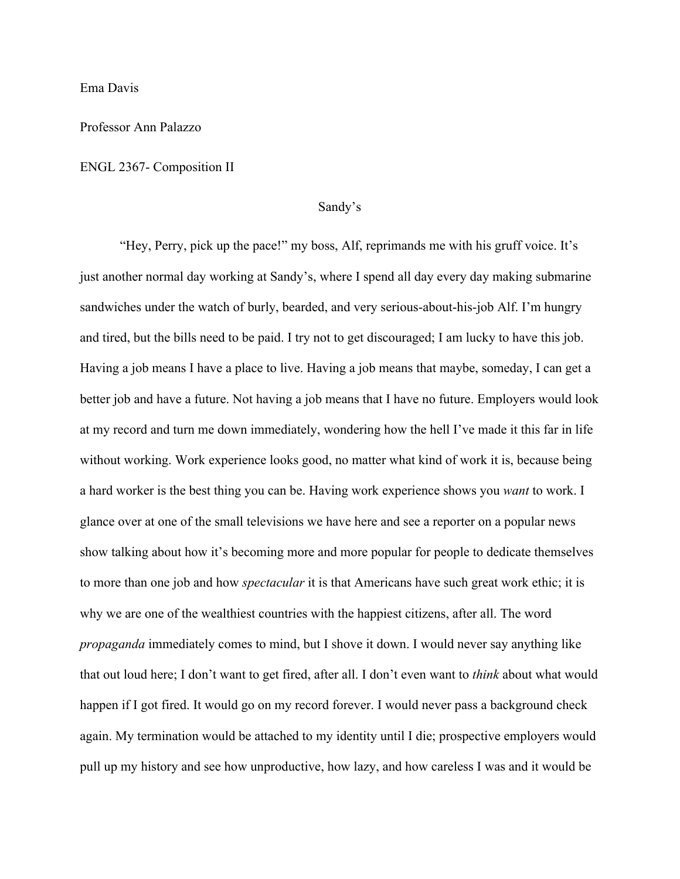Ema Davis

Professor Ann Palazzo

ENGL 2367- Composition II

# Sandy's

"Hey, Perry, pick up the pace!" my boss, Alf, reprimands me with his gruff voice. It's just another normal day working at Sandy's, where I spend all day every day making submarine sandwiches under the watch of burly, bearded, and very serious-about-his-job Alf. I'm hungry and tired, but the bills need to be paid. I try not to get discouraged; I am lucky to have this job. Having a job means I have a place to live. Having a job means that maybe, someday, I can get a better job and have a future. Not having a job means that I have no future. Employers would look at my record and turn me down immediately, wondering how the hell I've made it this far in life without working. Work experience looks good, no matter what kind of work it is, because being a hard worker is the best thing you can be. Having work experience shows you *want* to work. I glance over at one of the small televisions we have here and see a reporter on a popular news show talking about how it's becoming more and more popular for people to dedicate themselves to more than one job and how *spectacular* it is that Americans have such great work ethic; it is why we are one of the wealthiest countries with the happiest citizens, after all. The word *propaganda* immediately comes to mind, but I shove it down. I would never say anything like that out loud here; I don't want to get fired, after all. I don't even want to *think* about what would happen if I got fired. It would go on my record forever. I would never pass a background check again. My termination would be attached to my identity until I die; prospective employers would pull up my history and see how unproductive, how lazy, and how careless I was and it would be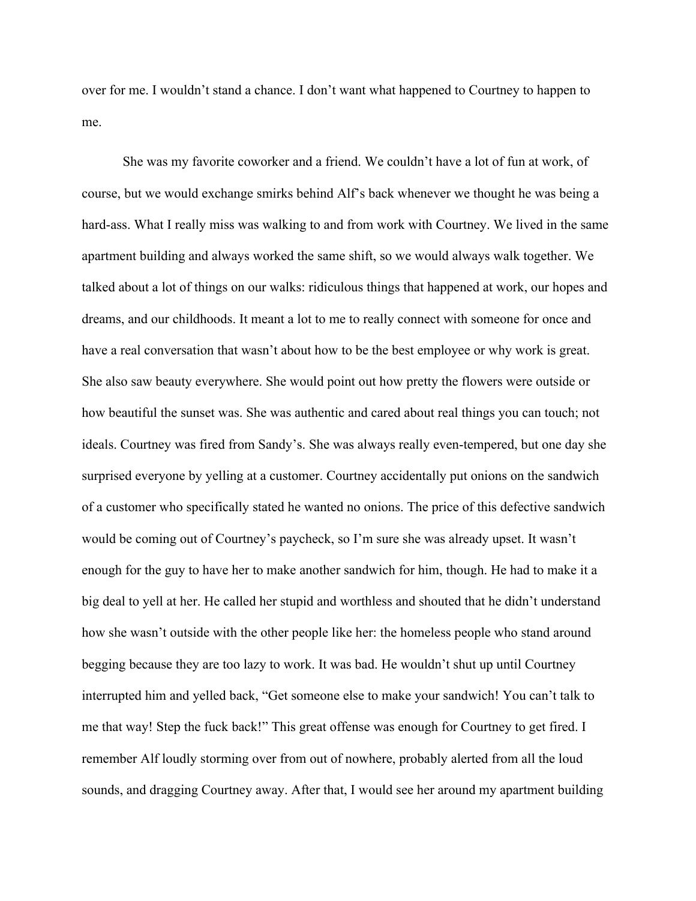over for me. I wouldn't stand a chance. I don't want what happened to Courtney to happen to me.

She was my favorite coworker and a friend. We couldn't have a lot of fun at work, of course, but we would exchange smirks behind Alf's back whenever we thought he was being a hard-ass. What I really miss was walking to and from work with Courtney. We lived in the same apartment building and always worked the same shift, so we would always walk together. We talked about a lot of things on our walks: ridiculous things that happened at work, our hopes and dreams, and our childhoods. It meant a lot to me to really connect with someone for once and have a real conversation that wasn't about how to be the best employee or why work is great. She also saw beauty everywhere. She would point out how pretty the flowers were outside or how beautiful the sunset was. She was authentic and cared about real things you can touch; not ideals. Courtney was fired from Sandy's. She was always really even-tempered, but one day she surprised everyone by yelling at a customer. Courtney accidentally put onions on the sandwich of a customer who specifically stated he wanted no onions. The price of this defective sandwich would be coming out of Courtney's paycheck, so I'm sure she was already upset. It wasn't enough for the guy to have her to make another sandwich for him, though. He had to make it a big deal to yell at her. He called her stupid and worthless and shouted that he didn't understand how she wasn't outside with the other people like her: the homeless people who stand around begging because they are too lazy to work. It was bad. He wouldn't shut up until Courtney interrupted him and yelled back, "Get someone else to make your sandwich! You can't talk to me that way! Step the fuck back!" This great offense was enough for Courtney to get fired. I remember Alf loudly storming over from out of nowhere, probably alerted from all the loud sounds, and dragging Courtney away. After that, I would see her around my apartment building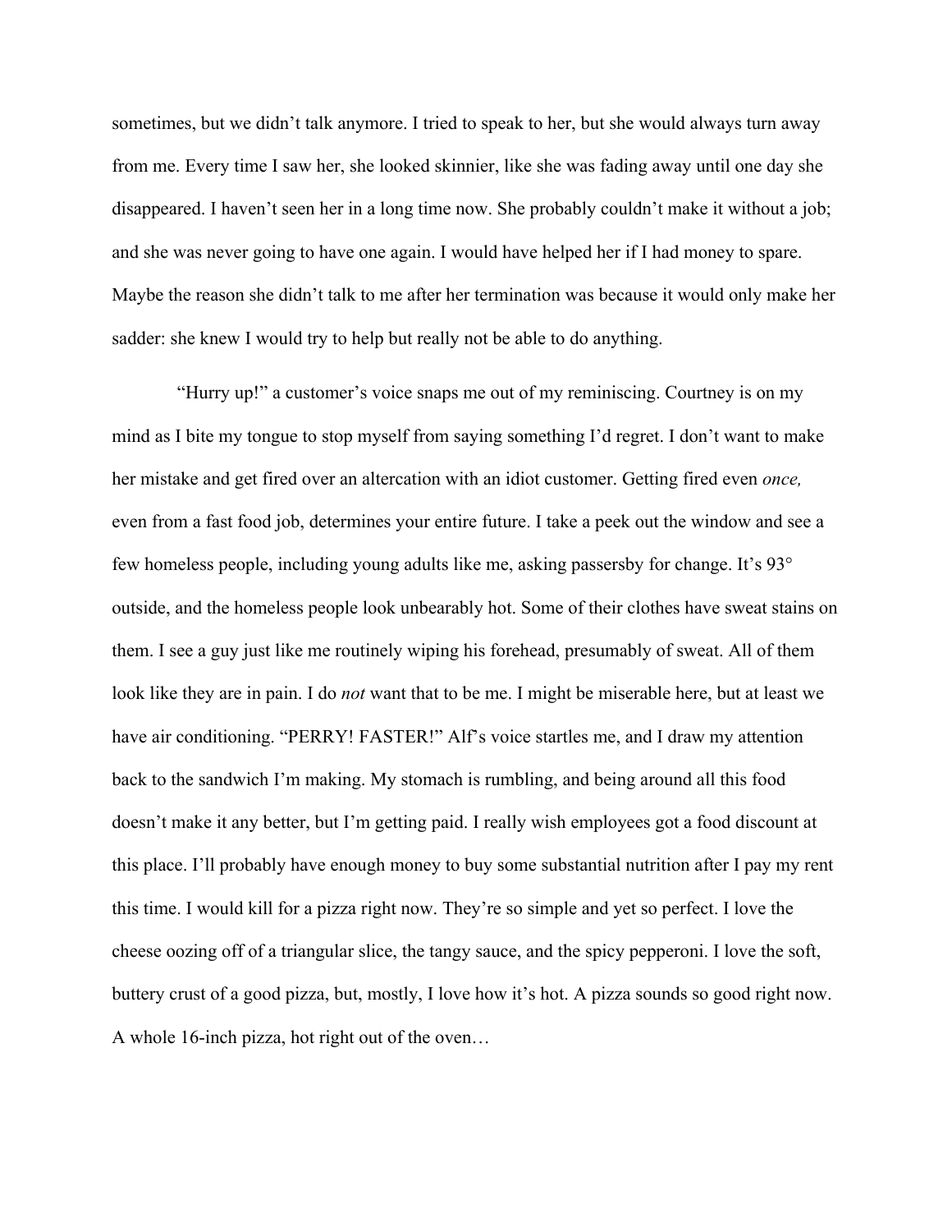sometimes, but we didn't talk anymore. I tried to speak to her, but she would always turn away from me. Every time I saw her, she looked skinnier, like she was fading away until one day she disappeared. I haven't seen her in a long time now. She probably couldn't make it without a job; and she was never going to have one again. I would have helped her if I had money to spare. Maybe the reason she didn't talk to me after her termination was because it would only make her sadder: she knew I would try to help but really not be able to do anything.

"Hurry up!" a customer's voice snaps me out of my reminiscing. Courtney is on my mind as I bite my tongue to stop myself from saying something I'd regret. I don't want to make her mistake and get fired over an altercation with an idiot customer. Getting fired even *once,* even from a fast food job, determines your entire future. I take a peek out the window and see a few homeless people, including young adults like me, asking passersby for change. It's 93° outside, and the homeless people look unbearably hot. Some of their clothes have sweat stains on them. I see a guy just like me routinely wiping his forehead, presumably of sweat. All of them look like they are in pain. I do *not* want that to be me. I might be miserable here, but at least we have air conditioning. "PERRY! FASTER!" Alf's voice startles me, and I draw my attention back to the sandwich I'm making. My stomach is rumbling, and being around all this food doesn't make it any better, but I'm getting paid. I really wish employees got a food discount at this place. I'll probably have enough money to buy some substantial nutrition after I pay my rent this time. I would kill for a pizza right now. They're so simple and yet so perfect. I love the cheese oozing off of a triangular slice, the tangy sauce, and the spicy pepperoni. I love the soft, buttery crust of a good pizza, but, mostly, I love how it's hot. A pizza sounds so good right now. A whole 16-inch pizza, hot right out of the oven…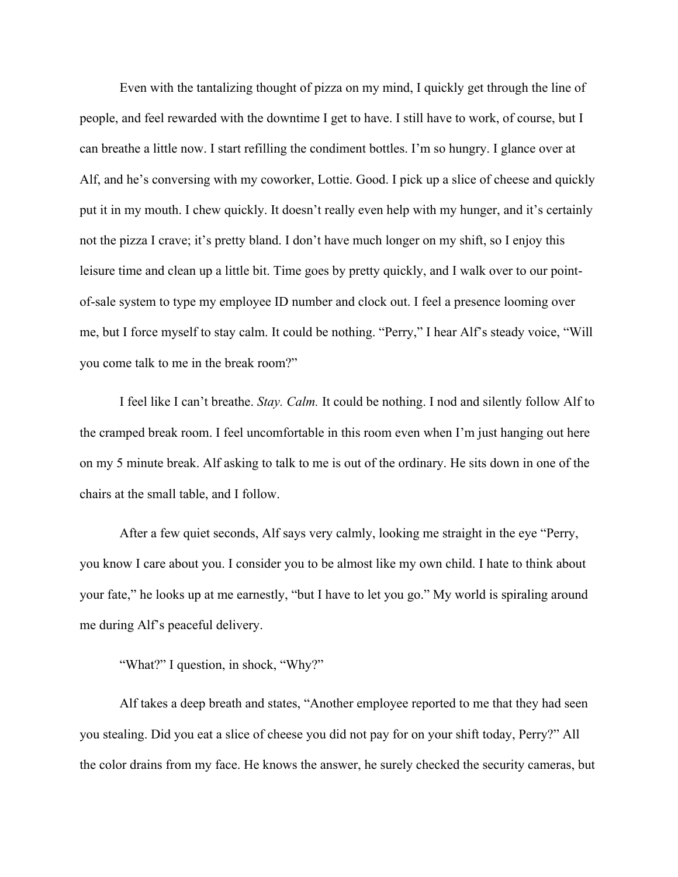Even with the tantalizing thought of pizza on my mind, I quickly get through the line of people, and feel rewarded with the downtime I get to have. I still have to work, of course, but I can breathe a little now. I start refilling the condiment bottles. I'm so hungry. I glance over at Alf, and he's conversing with my coworker, Lottie. Good. I pick up a slice of cheese and quickly put it in my mouth. I chew quickly. It doesn't really even help with my hunger, and it's certainly not the pizza I crave; it's pretty bland. I don't have much longer on my shift, so I enjoy this leisure time and clean up a little bit. Time goes by pretty quickly, and I walk over to our point-of-sale system to type my employee ID number and clock out. I feel a presence looming over me, but I force myself to stay calm. It could be nothing. "Perry," I hear Alf's steady voice, "Will you come talk to me in the break room?"

I feel like I can't breathe. *Stay. Calm.* It could be nothing. I nod and silently follow Alf to the cramped break room. I feel uncomfortable in this room even when I'm just hanging out here on my 5 minute break. Alf asking to talk to me is out of the ordinary. He sits down in one of the chairs at the small table, and I follow.

After a few quiet seconds, Alf says very calmly, looking me straight in the eye "Perry, you know I care about you. I consider you to be almost like my own child. I hate to think about your fate," he looks up at me earnestly, "but I have to let you go." My world is spiraling around me during Alf's peaceful delivery.

"What?" I question, in shock, "Why?"

Alf takes a deep breath and states, "Another employee reported to me that they had seen you stealing. Did you eat a slice of cheese you did not pay for on your shift today, Perry?" All the color drains from my face. He knows the answer, he surely checked the security cameras, but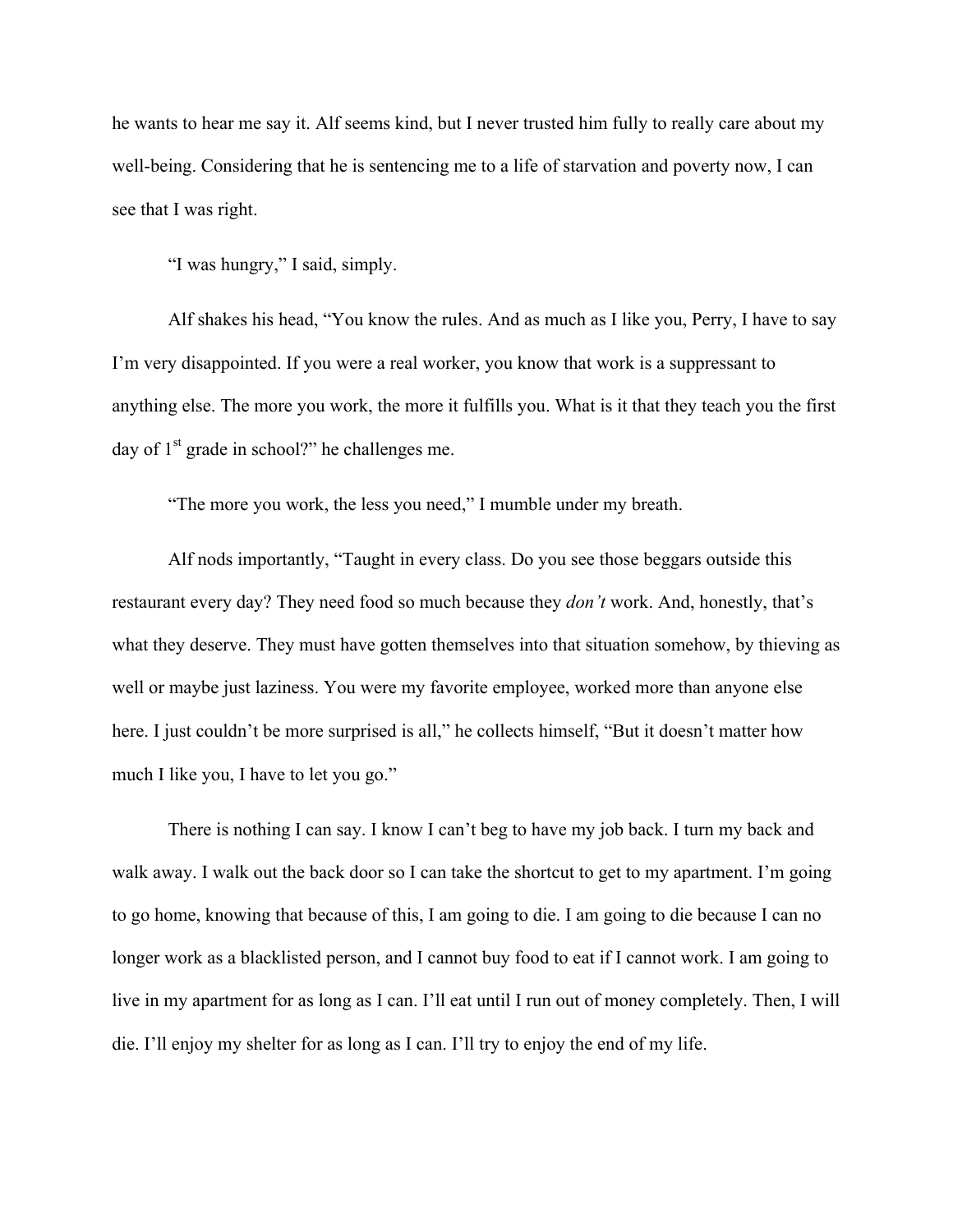he wants to hear me say it. Alf seems kind, but I never trusted him fully to really care about my well-being. Considering that he is sentencing me to a life of starvation and poverty now, I can see that I was right.

"I was hungry," I said, simply.

Alf shakes his head, "You know the rules. And as much as I like you, Perry, I have to say I'm very disappointed. If you were a real worker, you know that work is a suppressant to anything else. The more you work, the more it fulfills you. What is it that they teach you the first day of 1st grade in school?" he challenges me.

"The more you work, the less you need," I mumble under my breath.

Alf nods importantly, "Taught in every class. Do you see those beggars outside this restaurant every day? They need food so much because they *don't* work. And, honestly, that's what they deserve. They must have gotten themselves into that situation somehow, by thieving as well or maybe just laziness. You were my favorite employee, worked more than anyone else here. I just couldn't be more surprised is all," he collects himself, "But it doesn't matter how much I like you, I have to let you go."

There is nothing I can say. I know I can't beg to have my job back. I turn my back and walk away. I walk out the back door so I can take the shortcut to get to my apartment. I'm going to go home, knowing that because of this, I am going to die. I am going to die because I can no longer work as a blacklisted person, and I cannot buy food to eat if I cannot work. I am going to live in my apartment for as long as I can. I'll eat until I run out of money completely. Then, I will die. I'll enjoy my shelter for as long as I can. I'll try to enjoy the end of my life.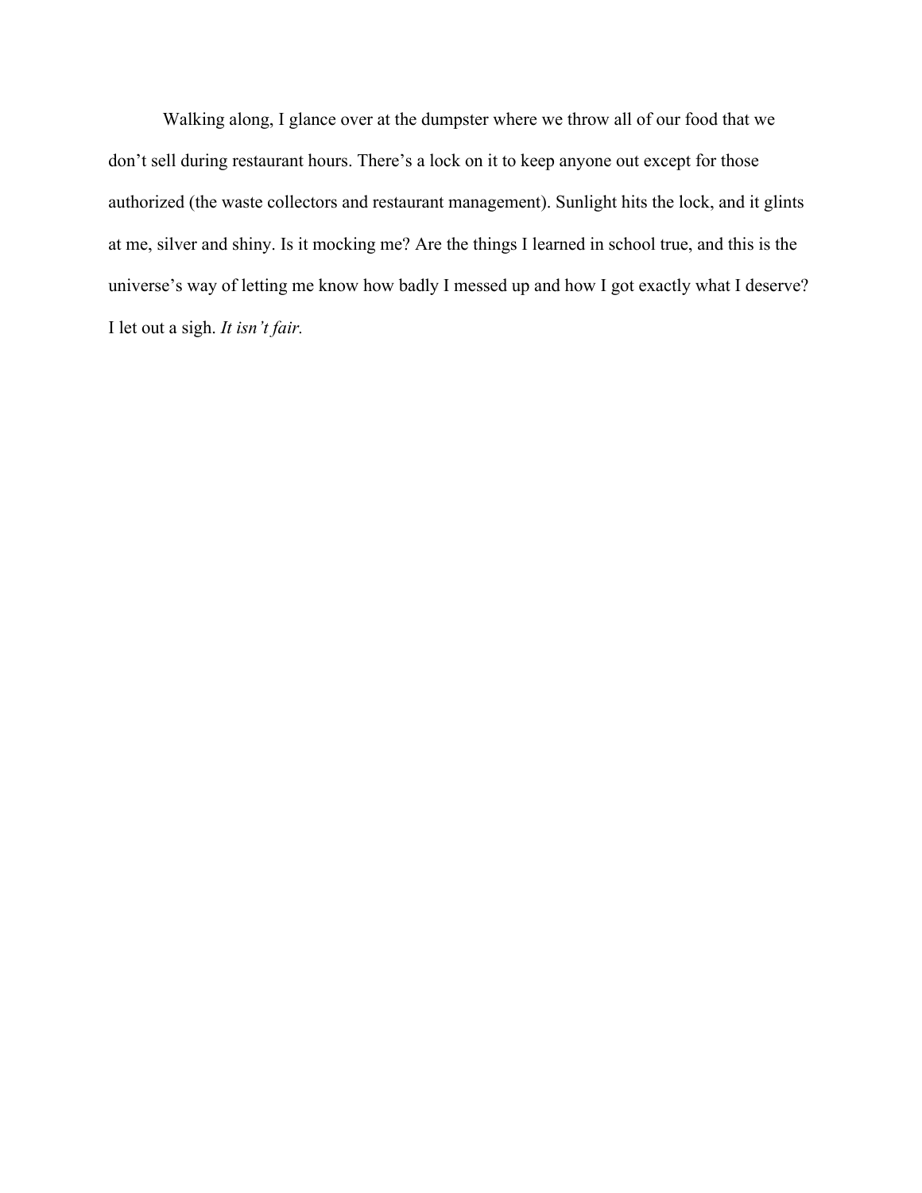Walking along, I glance over at the dumpster where we throw all of our food that we don't sell during restaurant hours. There's a lock on it to keep anyone out except for those authorized (the waste collectors and restaurant management). Sunlight hits the lock, and it glints at me, silver and shiny. Is it mocking me? Are the things I learned in school true, and this is the universe's way of letting me know how badly I messed up and how I got exactly what I deserve? I let out a sigh. *It isn't fair.*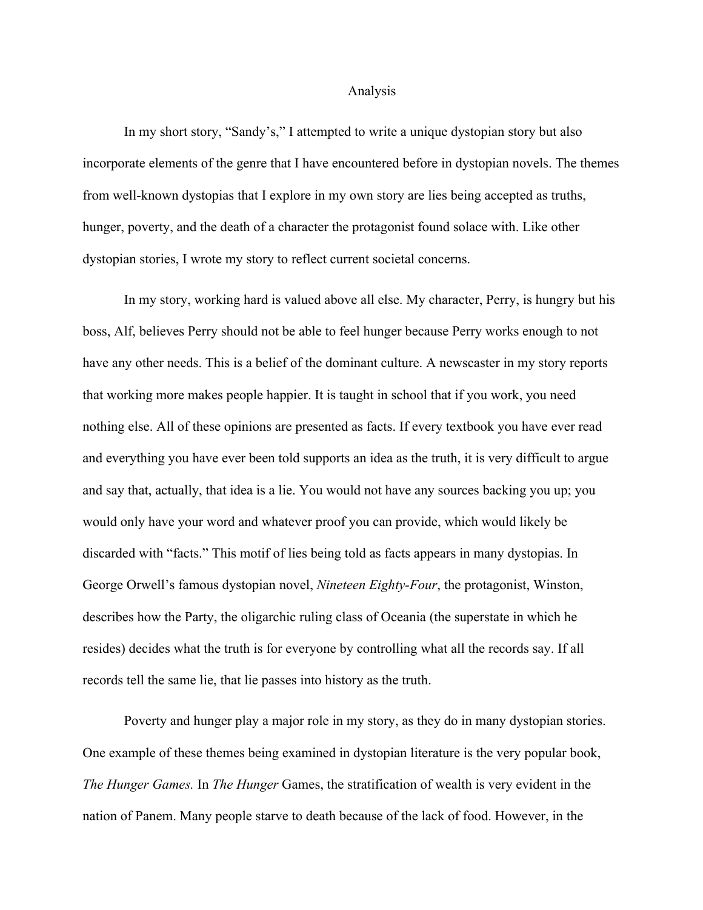# Analysis

In my short story, "Sandy's," I attempted to write a unique dystopian story but also incorporate elements of the genre that I have encountered before in dystopian novels. The themes from well-known dystopias that I explore in my own story are lies being accepted as truths, hunger, poverty, and the death of a character the protagonist found solace with. Like other dystopian stories, I wrote my story to reflect current societal concerns.

In my story, working hard is valued above all else. My character, Perry, is hungry but his boss, Alf, believes Perry should not be able to feel hunger because Perry works enough to not have any other needs. This is a belief of the dominant culture. A newscaster in my story reports that working more makes people happier. It is taught in school that if you work, you need nothing else. All of these opinions are presented as facts. If every textbook you have ever read and everything you have ever been told supports an idea as the truth, it is very difficult to argue and say that, actually, that idea is a lie. You would not have any sources backing you up; you would only have your word and whatever proof you can provide, which would likely be discarded with "facts." This motif of lies being told as facts appears in many dystopias. In George Orwell's famous dystopian novel, *Nineteen Eighty-Four*, the protagonist, Winston, describes how the Party, the oligarchic ruling class of Oceania (the superstate in which he resides) decides what the truth is for everyone by controlling what all the records say. If all records tell the same lie, that lie passes into history as the truth.

Poverty and hunger play a major role in my story, as they do in many dystopian stories. One example of these themes being examined in dystopian literature is the very popular book, *The Hunger Games.* In *The Hunger* Games, the stratification of wealth is very evident in the nation of Panem. Many people starve to death because of the lack of food. However, in the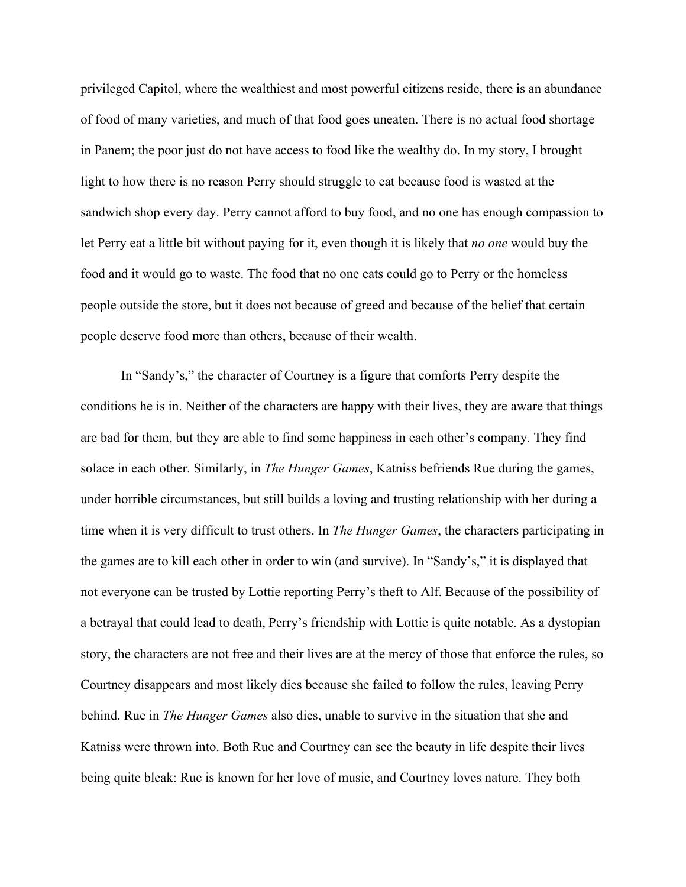privileged Capitol, where the wealthiest and most powerful citizens reside, there is an abundance of food of many varieties, and much of that food goes uneaten. There is no actual food shortage in Panem; the poor just do not have access to food like the wealthy do. In my story, I brought light to how there is no reason Perry should struggle to eat because food is wasted at the sandwich shop every day. Perry cannot afford to buy food, and no one has enough compassion to let Perry eat a little bit without paying for it, even though it is likely that *no one* would buy the food and it would go to waste. The food that no one eats could go to Perry or the homeless people outside the store, but it does not because of greed and because of the belief that certain people deserve food more than others, because of their wealth.

In "Sandy's," the character of Courtney is a figure that comforts Perry despite the conditions he is in. Neither of the characters are happy with their lives, they are aware that things are bad for them, but they are able to find some happiness in each other's company. They find solace in each other. Similarly, in *The Hunger Games*, Katniss befriends Rue during the games, under horrible circumstances, but still builds a loving and trusting relationship with her during a time when it is very difficult to trust others. In *The Hunger Games*, the characters participating in the games are to kill each other in order to win (and survive). In "Sandy's," it is displayed that not everyone can be trusted by Lottie reporting Perry's theft to Alf. Because of the possibility of a betrayal that could lead to death, Perry's friendship with Lottie is quite notable. As a dystopian story, the characters are not free and their lives are at the mercy of those that enforce the rules, so Courtney disappears and most likely dies because she failed to follow the rules, leaving Perry behind. Rue in *The Hunger Games* also dies, unable to survive in the situation that she and Katniss were thrown into. Both Rue and Courtney can see the beauty in life despite their lives being quite bleak: Rue is known for her love of music, and Courtney loves nature. They both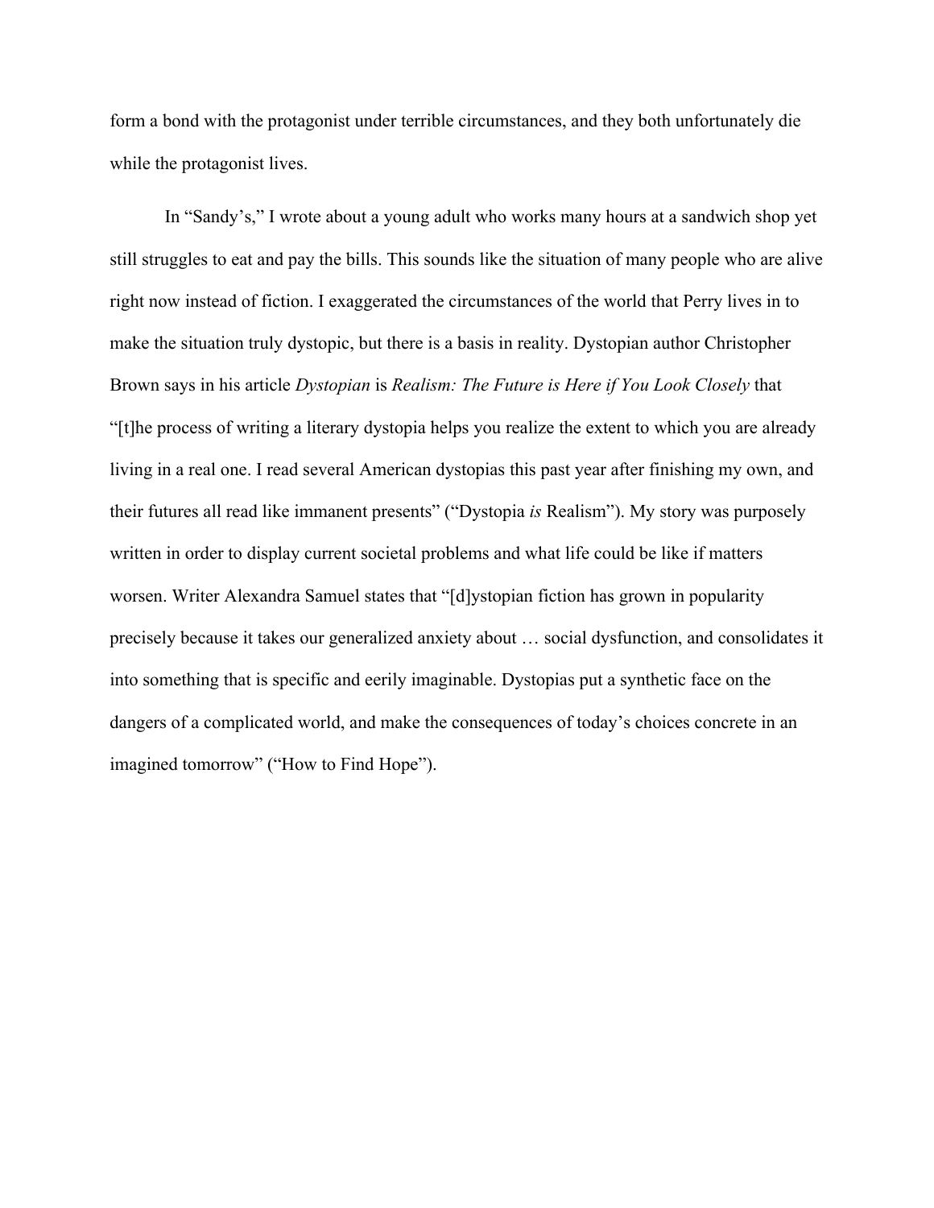form a bond with the protagonist under terrible circumstances, and they both unfortunately die while the protagonist lives.

In “Sandy’s,” I wrote about a young adult who works many hours at a sandwich shop yet still struggles to eat and pay the bills. This sounds like the situation of many people who are alive right now instead of fiction. I exaggerated the circumstances of the world that Perry lives in to make the situation truly dystopic, but there is a basis in reality. Dystopian author Christopher Brown says in his article *Dystopian* is *Realism: The Future is Here if You Look Closely* that “[t]he process of writing a literary dystopia helps you realize the extent to which you are already living in a real one. I read several American dystopias this past year after finishing my own, and their futures all read like immanent presents” (“Dystopia *is* Realism”). My story was purposely written in order to display current societal problems and what life could be like if matters worsen. Writer Alexandra Samuel states that “[d]ystopian fiction has grown in popularity precisely because it takes our generalized anxiety about … social dysfunction, and consolidates it into something that is specific and eerily imaginable. Dystopias put a synthetic face on the dangers of a complicated world, and make the consequences of today’s choices concrete in an imagined tomorrow” (“How to Find Hope”).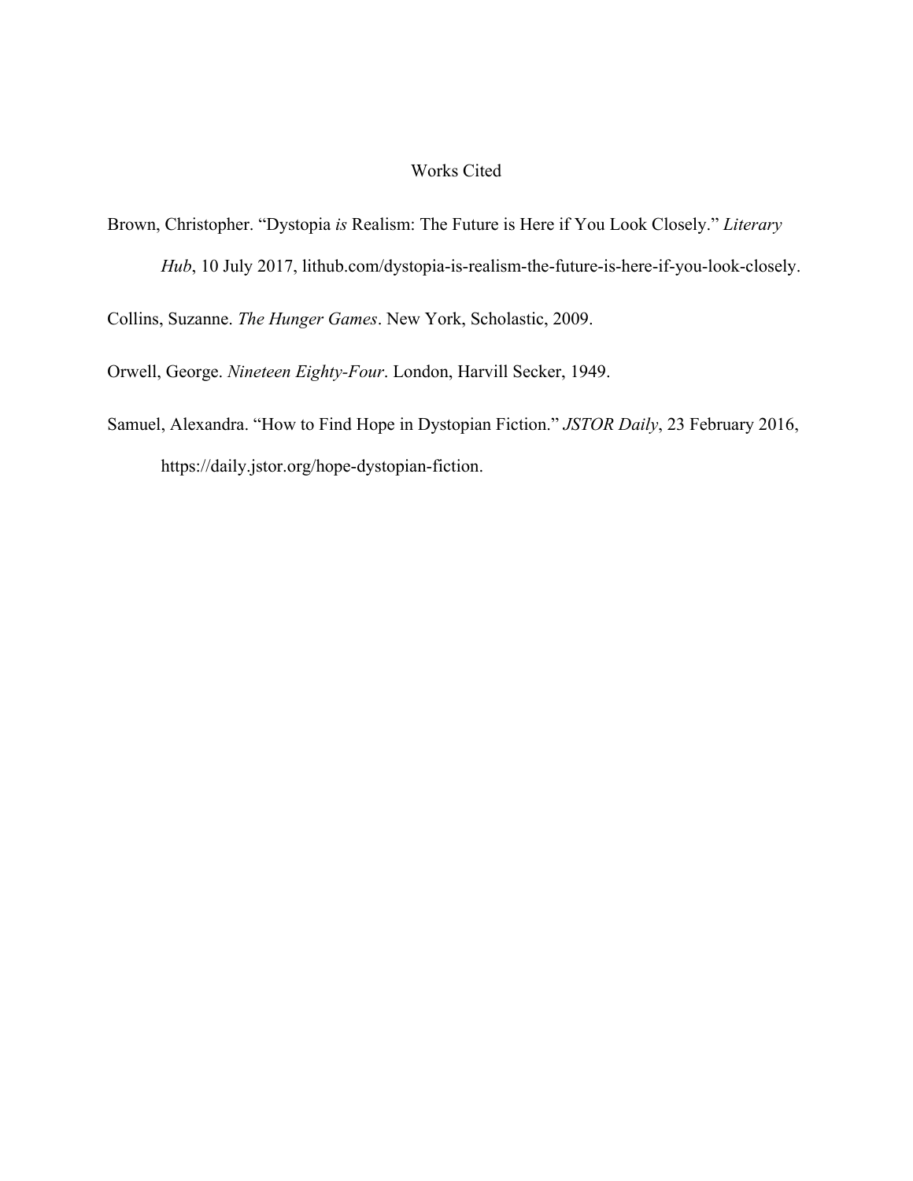# Works Cited

Brown, Christopher. "Dystopia *is* Realism: The Future is Here if You Look Closely." *Literary Hub*, 10 July 2017, lithub.com/dystopia-is-realism-the-future-is-here-if-you-look-closely.

Collins, Suzanne. *The Hunger Games*. New York, Scholastic, 2009.

Orwell, George. *Nineteen Eighty-Four*. London, Harvill Secker, 1949.

Samuel, Alexandra. "How to Find Hope in Dystopian Fiction." *JSTOR Daily*, 23 February 2016, https://daily.jstor.org/hope-dystopian-fiction.